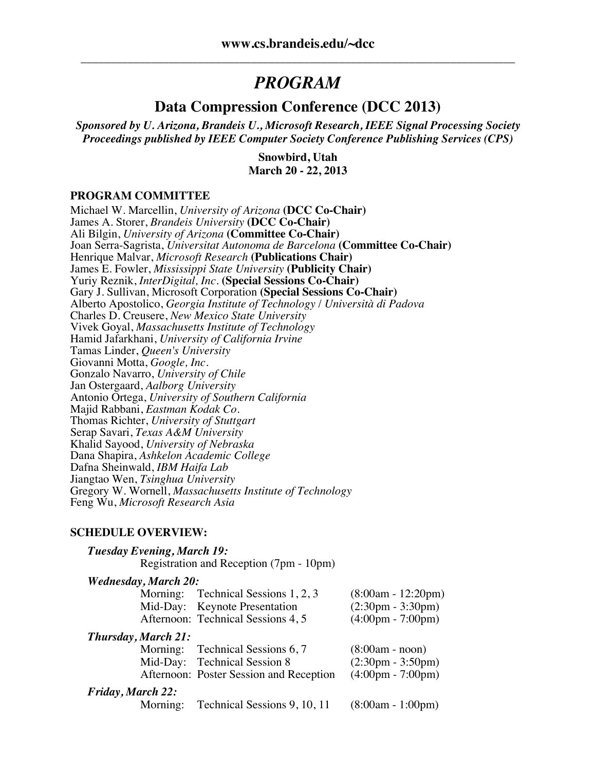**www.cs.brandeis.edu/~dcc**

# *PROGRAM*

## Data Compression Conference (DCC 2013)

***Sponsored by U. Arizona, Brandeis U., Microsoft Research, IEEE Signal Processing Society***
***Proceedings published by IEEE Computer Society Conference Publishing Services (CPS)***

**Snowbird, Utah**
**March 20 - 22, 2013**

### PROGRAM COMMITTEE

Michael W. Marcellin, *University of Arizona* **(DCC Co-Chair)**
James A. Storer, *Brandeis University* **(DCC Co-Chair)**
Ali Bilgin, *University of Arizona* **(Committee Co-Chair)**
Joan Serra-Sagrista, *Universitat Autonoma de Barcelona* **(Committee Co-Chair)**
Henrique Malvar, *Microsoft Research* **(Publications Chair)**
James E. Fowler, *Mississippi State University* **(Publicity Chair)**
Yuriy Reznik, *InterDigital, Inc.* **(Special Sessions Co-Chair)**
Gary J. Sullivan, Microsoft Corporation **(Special Sessions Co-Chair)**
Alberto Apostolico, *Georgia Institute of Technology / Università di Padova*
Charles D. Creusere, *New Mexico State University*
Vivek Goyal, *Massachusetts Institute of Technology*
Hamid Jafarkhani, *University of California Irvine*
Tamas Linder, *Queen's University*
Giovanni Motta, *Google, Inc.*
Gonzalo Navarro, *University of Chile*
Jan Ostergaard, *Aalborg University*
Antonio Ortega, *University of Southern California*
Majid Rabbani, *Eastman Kodak Co.*
Thomas Richter, *University of Stuttgart*
Serap Savari, *Texas A&M University*
Khalid Sayood, *University of Nebraska*
Dana Shapira, *Ashkelon Academic College*
Dafna Sheinwald, *IBM Haifa Lab*
Jiangtao Wen, *Tsinghua University*
Gregory W. Wornell, *Massachusetts Institute of Technology*
Feng Wu, *Microsoft Research Asia*

### SCHEDULE OVERVIEW:

***Tuesday Evening, March 19:***
Registration and Reception (7pm - 10pm)

***Wednesday, March 20:***

| | | |
|---|---|---|
| Morning: | Technical Sessions 1, 2, 3 | (8:00am - 12:20pm) |
| Mid-Day: | Keynote Presentation | (2:30pm - 3:30pm) |
| Afternoon: | Technical Sessions 4, 5 | (4:00pm - 7:00pm) |

***Thursday, March 21:***

| | | |
|---|---|---|
| Morning: | Technical Sessions 6, 7 | (8:00am - noon) |
| Mid-Day: | Technical Session 8 | (2:30pm - 3:50pm) |
| Afternoon: | Poster Session and Reception | (4:00pm - 7:00pm) |

***Friday, March 22:***

| | | |
|---|---|---|
| Morning: | Technical Sessions 9, 10, 11 | (8:00am - 1:00pm) |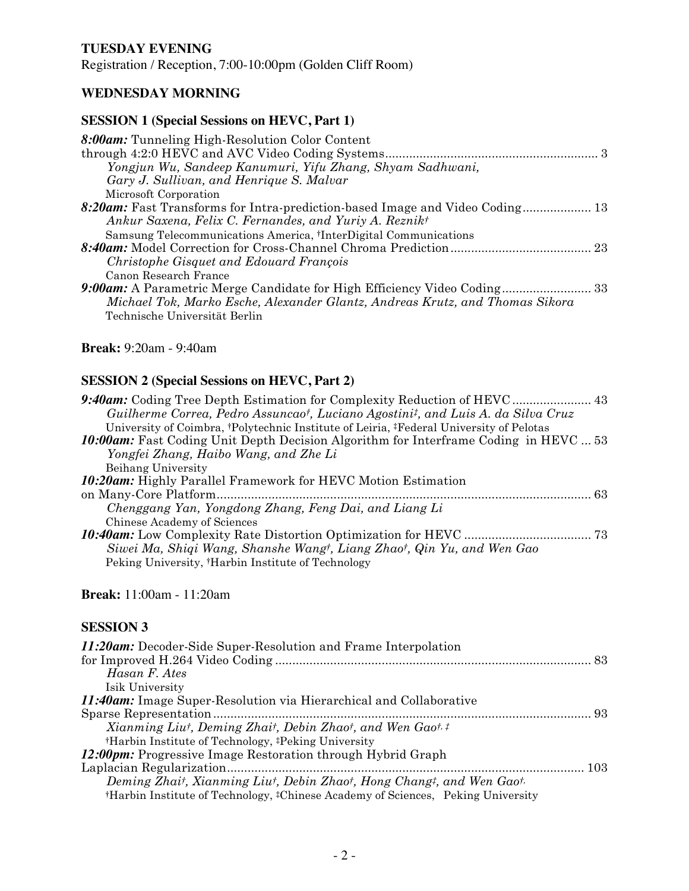## TUESDAY EVENING

Registration / Reception, 7:00-10:00pm (Golden Cliff Room)

## WEDNESDAY MORNING

### SESSION 1 (Special Sessions on HEVC, Part 1)

***8:00am:*** Tunneling High-Resolution Color Content through 4:2:0 HEVC and AVC Video Coding Systems ........ 3
*Yongjun Wu, Sandeep Kanumuri, Yifu Zhang, Shyam Sadhwani, Gary J. Sullivan, and Henrique S. Malvar*
Microsoft Corporation

***8:20am:*** Fast Transforms for Intra-prediction-based Image and Video Coding ........ 13
*Ankur Saxena, Felix C. Fernandes, and Yuriy A. Reznik†*
Samsung Telecommunications America, †InterDigital Communications

***8:40am:*** Model Correction for Cross-Channel Chroma Prediction ........ 23
*Christophe Gisquet and Edouard François*
Canon Research France

***9:00am:*** A Parametric Merge Candidate for High Efficiency Video Coding ........ 33
*Michael Tok, Marko Esche, Alexander Glantz, Andreas Krutz, and Thomas Sikora*
Technische Universität Berlin

**Break:** 9:20am - 9:40am

### SESSION 2 (Special Sessions on HEVC, Part 2)

***9:40am:*** Coding Tree Depth Estimation for Complexity Reduction of HEVC ........ 43
*Guilherme Correa, Pedro Assuncao†, Luciano Agostini‡, and Luis A. da Silva Cruz*
University of Coimbra, †Polytechnic Institute of Leiria, ‡Federal University of Pelotas

***10:00am:*** Fast Coding Unit Depth Decision Algorithm for Interframe Coding in HEVC ... 53
*Yongfei Zhang, Haibo Wang, and Zhe Li*
Beihang University

***10:20am:*** Highly Parallel Framework for HEVC Motion Estimation on Many-Core Platform ........ 63
*Chenggang Yan, Yongdong Zhang, Feng Dai, and Liang Li*
Chinese Academy of Sciences

***10:40am:*** Low Complexity Rate Distortion Optimization for HEVC ........ 73
*Siwei Ma, Shiqi Wang, Shanshe Wang†, Liang Zhao†, Qin Yu, and Wen Gao*
Peking University, †Harbin Institute of Technology

**Break:** 11:00am - 11:20am

### SESSION 3

***11:20am:*** Decoder-Side Super-Resolution and Frame Interpolation for Improved H.264 Video Coding ........ 83
*Hasan F. Ates*
Isik University

***11:40am:*** Image Super-Resolution via Hierarchical and Collaborative Sparse Representation ........ 93
*Xianming Liu†, Deming Zhai†, Debin Zhao†, and Wen Gao†, ‡*
†Harbin Institute of Technology, ‡Peking University

***12:00pm:*** Progressive Image Restoration through Hybrid Graph Laplacian Regularization ........ 103
*Deming Zhai†, Xianming Liu†, Debin Zhao†, Hong Chang‡, and Wen Gao†,*
†Harbin Institute of Technology, ‡Chinese Academy of Sciences, Peking University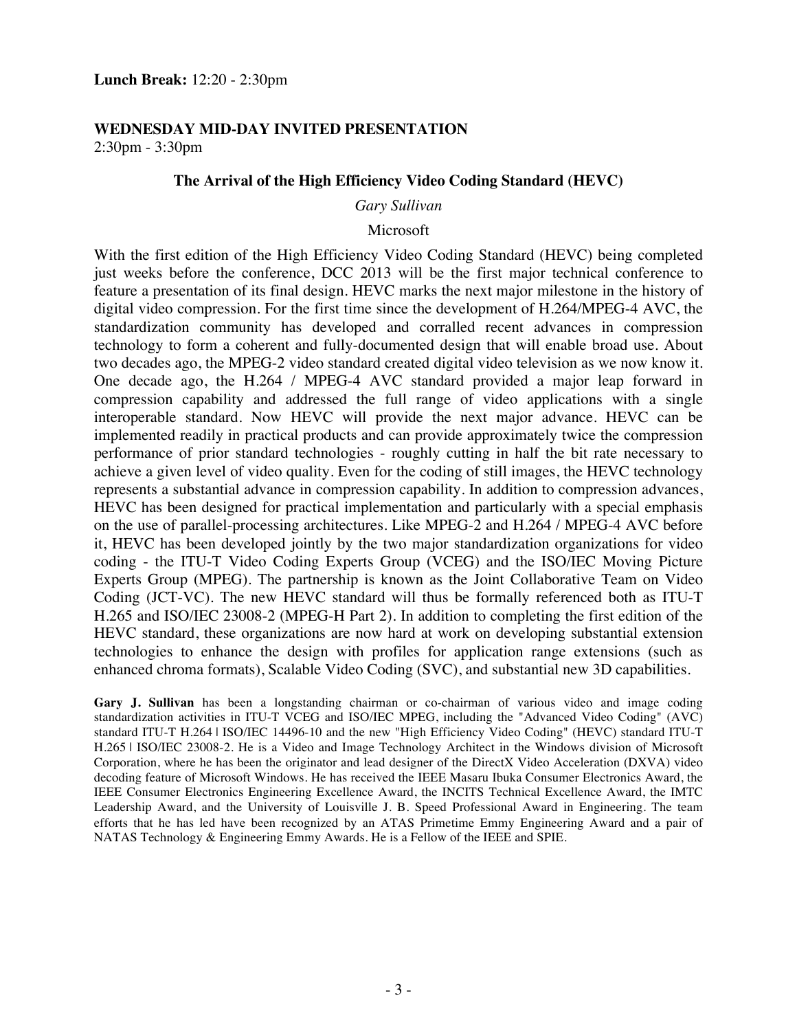**Lunch Break:** 12:20 - 2:30pm

**WEDNESDAY MID-DAY INVITED PRESENTATION**
2:30pm - 3:30pm

### The Arrival of the High Efficiency Video Coding Standard (HEVC)

*Gary Sullivan*

Microsoft

With the first edition of the High Efficiency Video Coding Standard (HEVC) being completed just weeks before the conference, DCC 2013 will be the first major technical conference to feature a presentation of its final design. HEVC marks the next major milestone in the history of digital video compression. For the first time since the development of H.264/MPEG-4 AVC, the standardization community has developed and corralled recent advances in compression technology to form a coherent and fully-documented design that will enable broad use. About two decades ago, the MPEG-2 video standard created digital video television as we now know it. One decade ago, the H.264 / MPEG-4 AVC standard provided a major leap forward in compression capability and addressed the full range of video applications with a single interoperable standard. Now HEVC will provide the next major advance. HEVC can be implemented readily in practical products and can provide approximately twice the compression performance of prior standard technologies - roughly cutting in half the bit rate necessary to achieve a given level of video quality. Even for the coding of still images, the HEVC technology represents a substantial advance in compression capability. In addition to compression advances, HEVC has been designed for practical implementation and particularly with a special emphasis on the use of parallel-processing architectures. Like MPEG-2 and H.264 / MPEG-4 AVC before it, HEVC has been developed jointly by the two major standardization organizations for video coding - the ITU-T Video Coding Experts Group (VCEG) and the ISO/IEC Moving Picture Experts Group (MPEG). The partnership is known as the Joint Collaborative Team on Video Coding (JCT-VC). The new HEVC standard will thus be formally referenced both as ITU-T H.265 and ISO/IEC 23008-2 (MPEG-H Part 2). In addition to completing the first edition of the HEVC standard, these organizations are now hard at work on developing substantial extension technologies to enhance the design with profiles for application range extensions (such as enhanced chroma formats), Scalable Video Coding (SVC), and substantial new 3D capabilities.

**Gary J. Sullivan** has been a longstanding chairman or co-chairman of various video and image coding standardization activities in ITU-T VCEG and ISO/IEC MPEG, including the "Advanced Video Coding" (AVC) standard ITU-T H.264 | ISO/IEC 14496-10 and the new "High Efficiency Video Coding" (HEVC) standard ITU-T H.265 | ISO/IEC 23008-2. He is a Video and Image Technology Architect in the Windows division of Microsoft Corporation, where he has been the originator and lead designer of the DirectX Video Acceleration (DXVA) video decoding feature of Microsoft Windows. He has received the IEEE Masaru Ibuka Consumer Electronics Award, the IEEE Consumer Electronics Engineering Excellence Award, the INCITS Technical Excellence Award, the IMTC Leadership Award, and the University of Louisville J. B. Speed Professional Award in Engineering. The team efforts that he has led have been recognized by an ATAS Primetime Emmy Engineering Award and a pair of NATAS Technology & Engineering Emmy Awards. He is a Fellow of the IEEE and SPIE.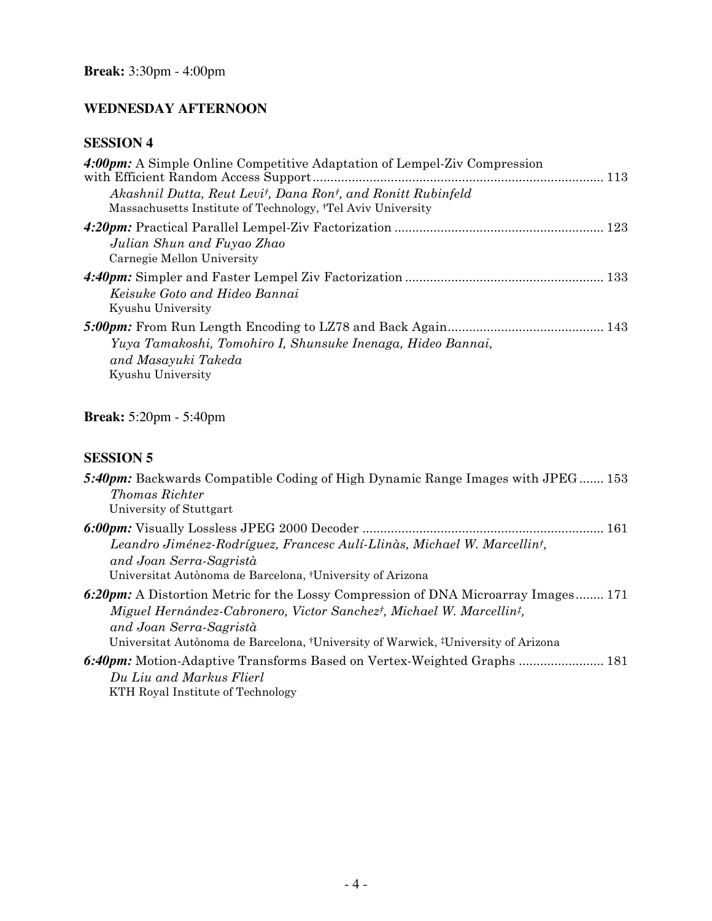**Break:** 3:30pm - 4:00pm

## WEDNESDAY AFTERNOON

### SESSION 4

***4:00pm:*** A Simple Online Competitive Adaptation of Lempel-Ziv Compression with Efficient Random Access Support .................................................................................... 113
*Akashnil Dutta, Reut Levi†, Dana Ron†, and Ronitt Rubinfeld*
Massachusetts Institute of Technology, †Tel Aviv University

***4:20pm:*** Practical Parallel Lempel-Ziv Factorization .......................................................... 123
*Julian Shun and Fuyao Zhao*
Carnegie Mellon University

***4:40pm:*** Simpler and Faster Lempel Ziv Factorization ....................................................... 133
*Keisuke Goto and Hideo Bannai*
Kyushu University

***5:00pm:*** From Run Length Encoding to LZ78 and Back Again........................................... 143
*Yuya Tamakoshi, Tomohiro I, Shunsuke Inenaga, Hideo Bannai, and Masayuki Takeda*
Kyushu University

**Break:** 5:20pm - 5:40pm

### SESSION 5

***5:40pm:*** Backwards Compatible Coding of High Dynamic Range Images with JPEG ....... 153
*Thomas Richter*
University of Stuttgart

***6:00pm:*** Visually Lossless JPEG 2000 Decoder ................................................................... 161
*Leandro Jiménez-Rodríguez, Francesc Aulí-Llinàs, Michael W. Marcellin†, and Joan Serra-Sagristà*
Universitat Autònoma de Barcelona, †University of Arizona

***6:20pm:*** A Distortion Metric for the Lossy Compression of DNA Microarray Images........ 171
*Miguel Hernández-Cabronero, Victor Sanchez†, Michael W. Marcellin‡, and Joan Serra-Sagristà*
Universitat Autònoma de Barcelona, †University of Warwick, ‡University of Arizona

***6:40pm:*** Motion-Adaptive Transforms Based on Vertex-Weighted Graphs ........................ 181
*Du Liu and Markus Flierl*
KTH Royal Institute of Technology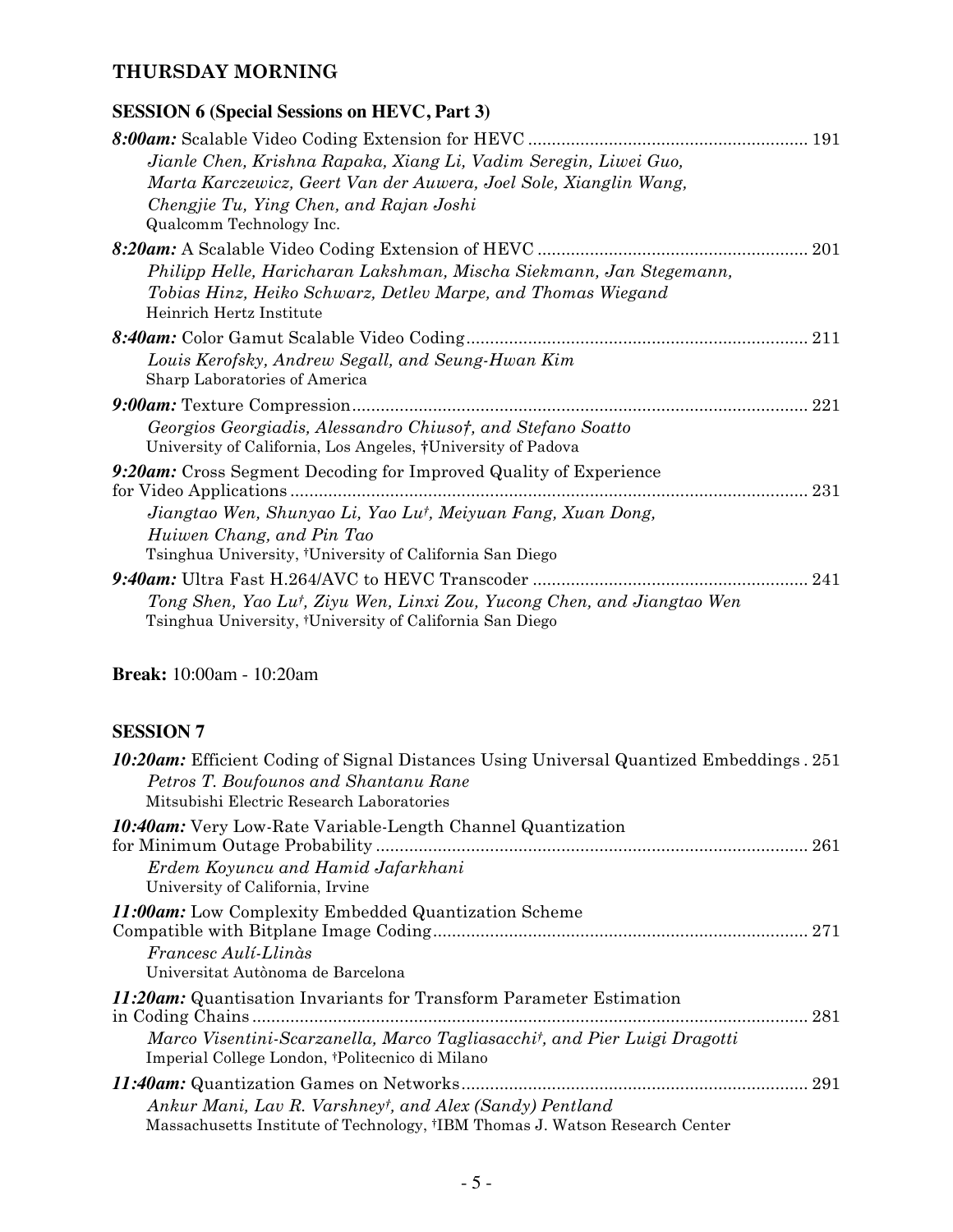## THURSDAY MORNING

### SESSION 6 (Special Sessions on HEVC, Part 3)

***8:00am:*** Scalable Video Coding Extension for HEVC ........................................................... 191
*Jianle Chen, Krishna Rapaka, Xiang Li, Vadim Seregin, Liwei Guo, Marta Karczewicz, Geert Van der Auwera, Joel Sole, Xianglin Wang, Chengjie Tu, Ying Chen, and Rajan Joshi*
Qualcomm Technology Inc.

***8:20am:*** A Scalable Video Coding Extension of HEVC ......................................................... 201
*Philipp Helle, Haricharan Lakshman, Mischa Siekmann, Jan Stegemann, Tobias Hinz, Heiko Schwarz, Detlev Marpe, and Thomas Wiegand*
Heinrich Hertz Institute

***8:40am:*** Color Gamut Scalable Video Coding....................................................................... 211
*Louis Kerofsky, Andrew Segall, and Seung-Hwan Kim*
Sharp Laboratories of America

***9:00am:*** Texture Compression............................................................................................... 221
*Georgios Georgiadis, Alessandro Chiuso†, and Stefano Soatto*
University of California, Los Angeles, †University of Padova

***9:20am:*** Cross Segment Decoding for Improved Quality of Experience for Video Applications ............................................................................................................ 231
*Jiangtao Wen, Shunyao Li, Yao Lu†, Meiyuan Fang, Xuan Dong, Huiwen Chang, and Pin Tao*
Tsinghua University, †University of California San Diego

***9:40am:*** Ultra Fast H.264/AVC to HEVC Transcoder .......................................................... 241
*Tong Shen, Yao Lu†, Ziyu Wen, Linxi Zou, Yucong Chen, and Jiangtao Wen*
Tsinghua University, †University of California San Diego

**Break:** 10:00am - 10:20am

### SESSION 7

***10:20am:*** Efficient Coding of Signal Distances Using Universal Quantized Embeddings . 251
*Petros T. Boufounos and Shantanu Rane*
Mitsubishi Electric Research Laboratories

***10:40am:*** Very Low-Rate Variable-Length Channel Quantization for Minimum Outage Probability .......................................................................................... 261
*Erdem Koyuncu and Hamid Jafarkhani*
University of California, Irvine

***11:00am:*** Low Complexity Embedded Quantization Scheme Compatible with Bitplane Image Coding.............................................................................. 271
*Francesc Aulí-Llinàs*
Universitat Autònoma de Barcelona

***11:20am:*** Quantisation Invariants for Transform Parameter Estimation in Coding Chains..................................................................................................................... 281
*Marco Visentini-Scarzanella, Marco Tagliasacchi†, and Pier Luigi Dragotti*
Imperial College London, †Politecnico di Milano

***11:40am:*** Quantization Games on Networks......................................................................... 291
*Ankur Mani, Lav R. Varshney†, and Alex (Sandy) Pentland*
Massachusetts Institute of Technology, †IBM Thomas J. Watson Research Center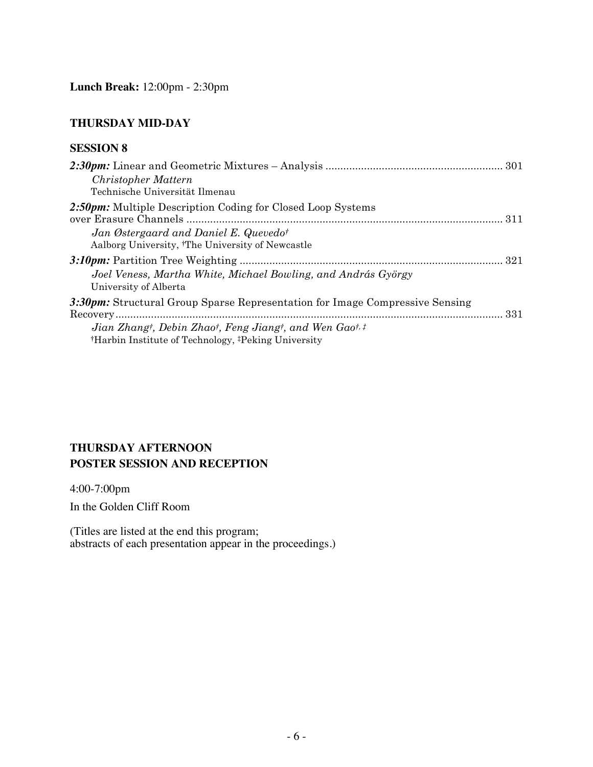**Lunch Break:** 12:00pm - 2:30pm

## THURSDAY MID-DAY

### SESSION 8

***2:30pm:*** Linear and Geometric Mixtures – Analysis ........................................................... 301
*Christopher Mattern*
Technische Universität Ilmenau

***2:50pm:*** Multiple Description Coding for Closed Loop Systems over Erasure Channels ........................................................................................................... 311
*Jan Østergaard and Daniel E. Quevedo†*
Aalborg University, †The University of Newcastle

***3:10pm:*** Partition Tree Weighting ........................................................................................ 321
*Joel Veness, Martha White, Michael Bowling, and András György*
University of Alberta

***3:30pm:*** Structural Group Sparse Representation for Image Compressive Sensing Recovery.................................................................................................................................. 331
*Jian Zhang†, Debin Zhao†, Feng Jiang†, and Wen Gao†, ‡*
†Harbin Institute of Technology, ‡Peking University

## THURSDAY AFTERNOON
## POSTER SESSION AND RECEPTION

4:00-7:00pm

In the Golden Cliff Room

(Titles are listed at the end this program;
abstracts of each presentation appear in the proceedings.)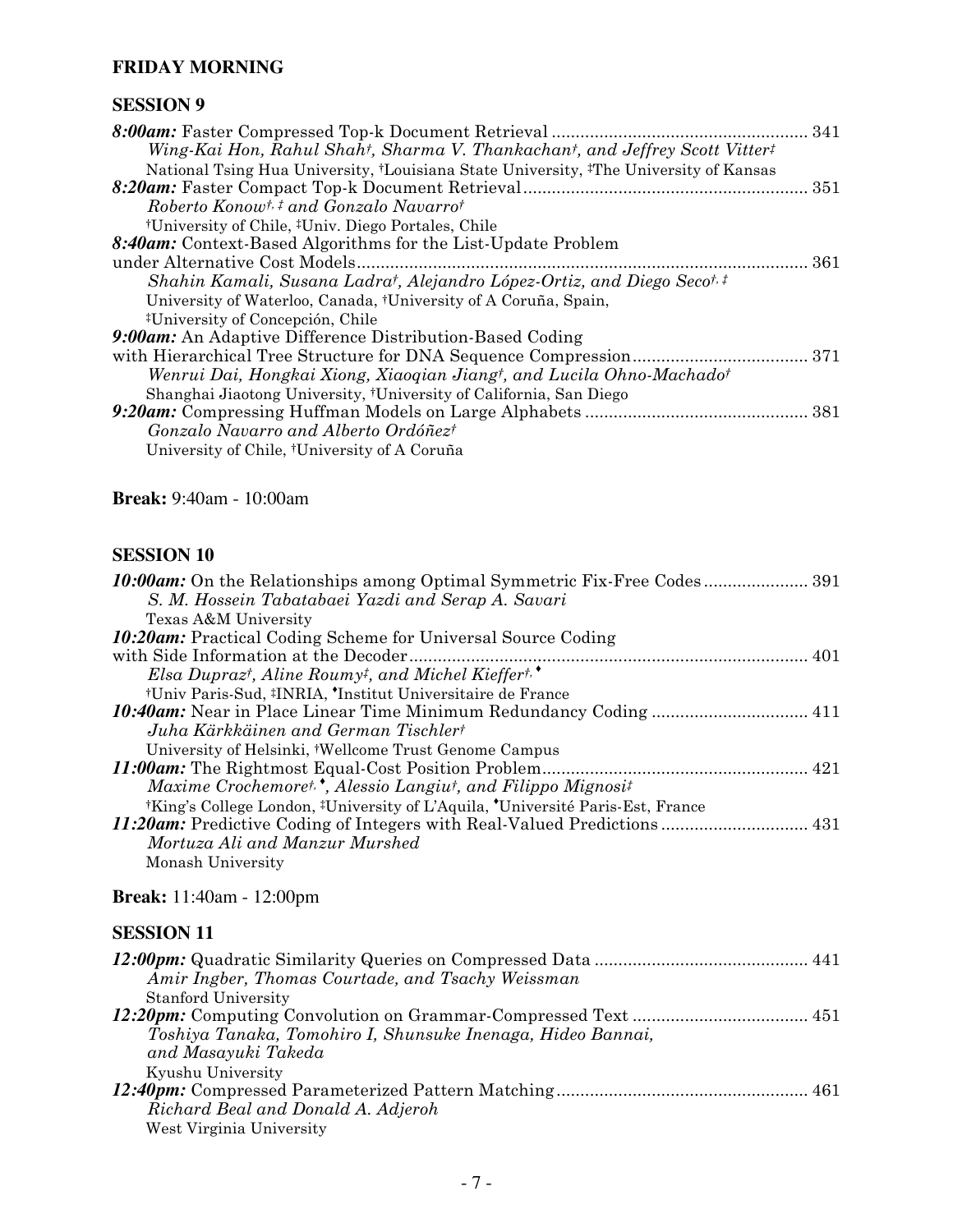## FRIDAY MORNING

### SESSION 9

***8:00am:*** Faster Compressed Top-k Document Retrieval ........ 341
*Wing-Kai Hon, Rahul Shah†, Sharma V. Thankachan†, and Jeffrey Scott Vitter‡*
National Tsing Hua University, †Louisiana State University, ‡The University of Kansas

***8:20am:*** Faster Compact Top-k Document Retrieval ........ 351
*Roberto Konow†, ‡ and Gonzalo Navarro†*
†University of Chile, ‡Univ. Diego Portales, Chile

***8:40am:*** Context-Based Algorithms for the List-Update Problem under Alternative Cost Models ........ 361
*Shahin Kamali, Susana Ladra†, Alejandro López-Ortiz, and Diego Seco†, ‡*
University of Waterloo, Canada, †University of A Coruña, Spain,
‡University of Concepción, Chile

***9:00am:*** An Adaptive Difference Distribution-Based Coding with Hierarchical Tree Structure for DNA Sequence Compression ........ 371
*Wenrui Dai, Hongkai Xiong, Xiaoqian Jiang†, and Lucila Ohno-Machado†*
Shanghai Jiaotong University, †University of California, San Diego

***9:20am:*** Compressing Huffman Models on Large Alphabets ........ 381
*Gonzalo Navarro and Alberto Ordóñez†*
University of Chile, †University of A Coruña

**Break:** 9:40am - 10:00am

### SESSION 10

***10:00am:*** On the Relationships among Optimal Symmetric Fix-Free Codes ........ 391
*S. M. Hossein Tabatabaei Yazdi and Serap A. Savari*
Texas A&M University

***10:20am:*** Practical Coding Scheme for Universal Source Coding with Side Information at the Decoder ........ 401
*Elsa Dupraz†, Aline Roumy‡, and Michel Kieffer†, ♦*
†Univ Paris-Sud, ‡INRIA, ♦Institut Universitaire de France

***10:40am:*** Near in Place Linear Time Minimum Redundancy Coding ........ 411
*Juha Kärkkäinen and German Tischler†*
University of Helsinki, †Wellcome Trust Genome Campus

***11:00am:*** The Rightmost Equal-Cost Position Problem ........ 421
*Maxime Crochemore†, ♦, Alessio Langiu†, and Filippo Mignosi‡*
†King's College London, ‡University of L'Aquila, ♦Université Paris-Est, France

***11:20am:*** Predictive Coding of Integers with Real-Valued Predictions ........ 431
*Mortuza Ali and Manzur Murshed*
Monash University

**Break:** 11:40am - 12:00pm

### SESSION 11

***12:00pm:*** Quadratic Similarity Queries on Compressed Data ........ 441
*Amir Ingber, Thomas Courtade, and Tsachy Weissman*
Stanford University

***12:20pm:*** Computing Convolution on Grammar-Compressed Text ........ 451
*Toshiya Tanaka, Tomohiro I, Shunsuke Inenaga, Hideo Bannai, and Masayuki Takeda*
Kyushu University

***12:40pm:*** Compressed Parameterized Pattern Matching ........ 461
*Richard Beal and Donald A. Adjeroh*
West Virginia University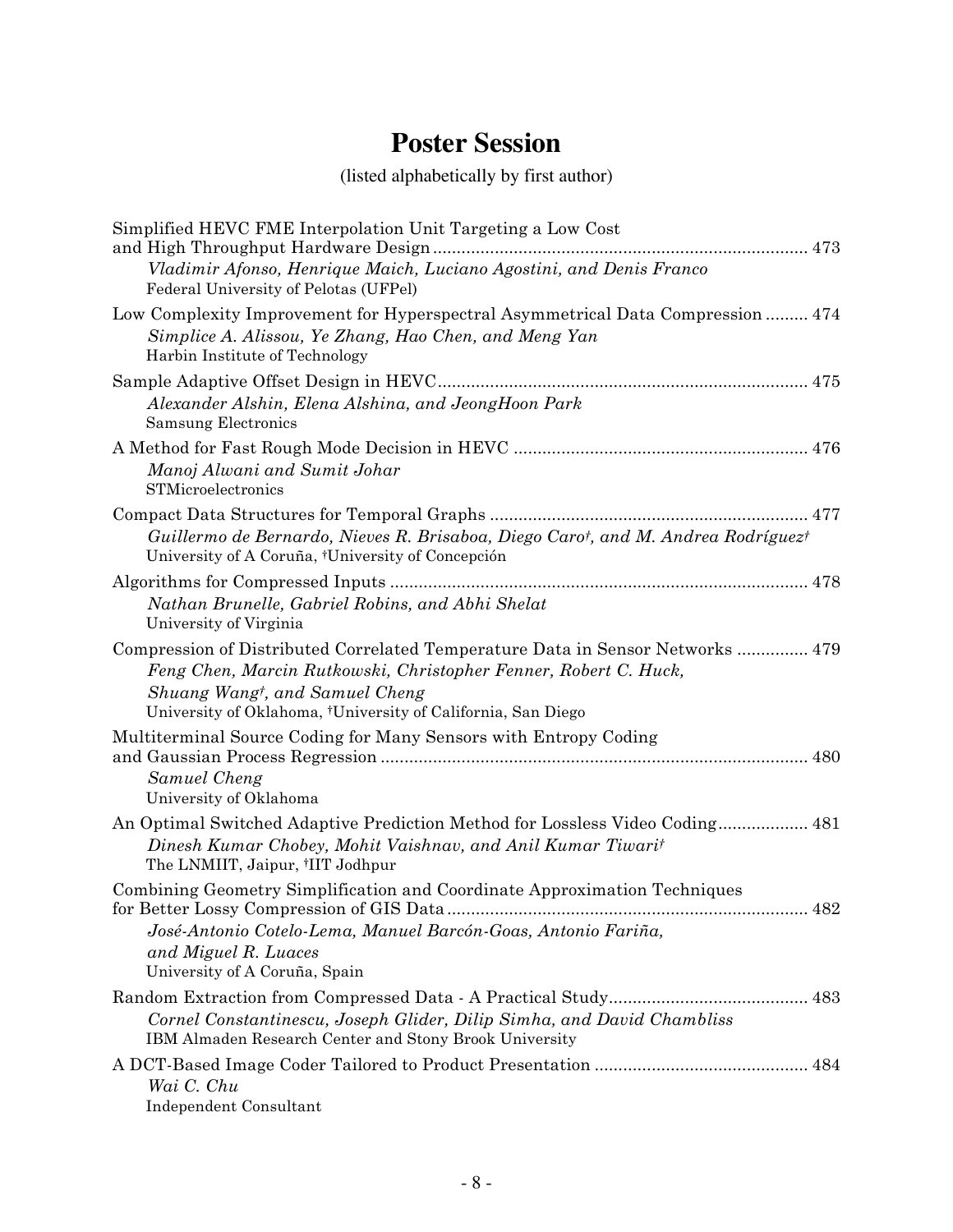# Poster Session

(listed alphabetically by first author)

Simplified HEVC FME Interpolation Unit Targeting a Low Cost and High Throughput Hardware Design ........ 473
*Vladimir Afonso, Henrique Maich, Luciano Agostini, and Denis Franco*
Federal University of Pelotas (UFPel)

Low Complexity Improvement for Hyperspectral Asymmetrical Data Compression ......... 474
*Simplice A. Alissou, Ye Zhang, Hao Chen, and Meng Yan*
Harbin Institute of Technology

Sample Adaptive Offset Design in HEVC ........ 475
*Alexander Alshin, Elena Alshina, and JeongHoon Park*
Samsung Electronics

A Method for Fast Rough Mode Decision in HEVC ........ 476
*Manoj Alwani and Sumit Johar*
STMicroelectronics

Compact Data Structures for Temporal Graphs ........ 477
*Guillermo de Bernardo, Nieves R. Brisaboa, Diego Caro†, and M. Andrea Rodríguez†*
University of A Coruña, †University of Concepción

Algorithms for Compressed Inputs ........ 478
*Nathan Brunelle, Gabriel Robins, and Abhi Shelat*
University of Virginia

Compression of Distributed Correlated Temperature Data in Sensor Networks ........ 479
*Feng Chen, Marcin Rutkowski, Christopher Fenner, Robert C. Huck, Shuang Wang†, and Samuel Cheng*
University of Oklahoma, †University of California, San Diego

Multiterminal Source Coding for Many Sensors with Entropy Coding and Gaussian Process Regression ........ 480
*Samuel Cheng*
University of Oklahoma

An Optimal Switched Adaptive Prediction Method for Lossless Video Coding........ 481
*Dinesh Kumar Chobey, Mohit Vaishnav, and Anil Kumar Tiwari†*
The LNMIIT, Jaipur, †IIT Jodhpur

Combining Geometry Simplification and Coordinate Approximation Techniques for Better Lossy Compression of GIS Data ........ 482
*José-Antonio Cotelo-Lema, Manuel Barcón-Goas, Antonio Fariña, and Miguel R. Luaces*
University of A Coruña, Spain

Random Extraction from Compressed Data - A Practical Study........ 483
*Cornel Constantinescu, Joseph Glider, Dilip Simha, and David Chambliss*
IBM Almaden Research Center and Stony Brook University

A DCT-Based Image Coder Tailored to Product Presentation ........ 484
*Wai C. Chu*
Independent Consultant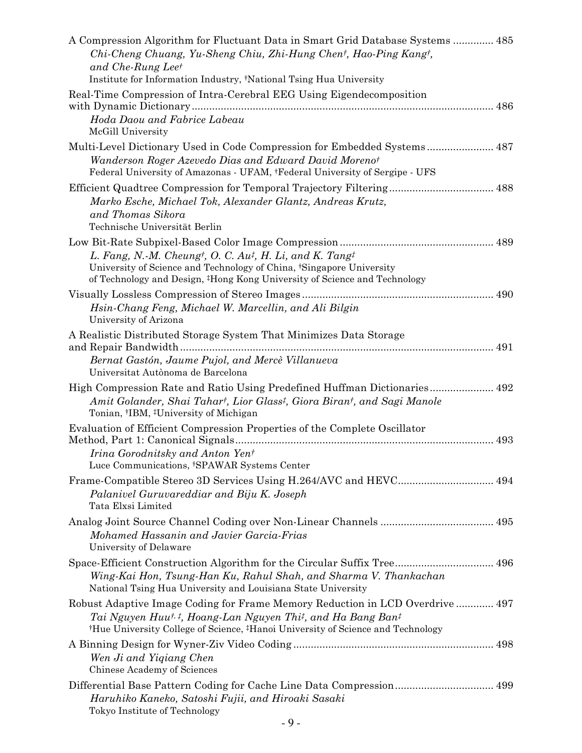A Compression Algorithm for Fluctuant Data in Smart Grid Database Systems .............. 485
*Chi-Cheng Chuang, Yu-Sheng Chiu, Zhi-Hung Chen†, Hao-Ping Kang†, and Che-Rung Lee†*
Institute for Information Industry, †National Tsing Hua University

Real-Time Compression of Intra-Cerebral EEG Using Eigendecomposition with Dynamic Dictionary .............. 486
*Hoda Daou and Fabrice Labeau*
McGill University

Multi-Level Dictionary Used in Code Compression for Embedded Systems .............. 487
*Wanderson Roger Azevedo Dias and Edward David Moreno†*
Federal University of Amazonas - UFAM, †Federal University of Sergipe - UFS

Efficient Quadtree Compression for Temporal Trajectory Filtering .............. 488
*Marko Esche, Michael Tok, Alexander Glantz, Andreas Krutz, and Thomas Sikora*
Technische Universität Berlin

Low Bit-Rate Subpixel-Based Color Image Compression .............. 489
*L. Fang, N.-M. Cheung†, O. C. Au‡, H. Li, and K. Tang‡*
University of Science and Technology of China, †Singapore University of Technology and Design, ‡Hong Kong University of Science and Technology

Visually Lossless Compression of Stereo Images .............. 490
*Hsin-Chang Feng, Michael W. Marcellin, and Ali Bilgin*
University of Arizona

A Realistic Distributed Storage System That Minimizes Data Storage and Repair Bandwidth .............. 491
*Bernat Gastón, Jaume Pujol, and Mercè Villanueva*
Universitat Autònoma de Barcelona

High Compression Rate and Ratio Using Predefined Huffman Dictionaries .............. 492
*Amit Golander, Shai Tahar†, Lior Glass‡, Giora Biran†, and Sagi Manole*
Tonian, †IBM, ‡University of Michigan

Evaluation of Efficient Compression Properties of the Complete Oscillator Method, Part 1: Canonical Signals .............. 493
*Irina Gorodnitsky and Anton Yen†*
Luce Communications, †SPAWAR Systems Center

Frame-Compatible Stereo 3D Services Using H.264/AVC and HEVC .............. 494
*Palanivel Guruvareddiar and Biju K. Joseph*
Tata Elxsi Limited

Analog Joint Source Channel Coding over Non-Linear Channels .............. 495
*Mohamed Hassanin and Javier Garcia-Frias*
University of Delaware

Space-Efficient Construction Algorithm for the Circular Suffix Tree .............. 496
*Wing-Kai Hon, Tsung-Han Ku, Rahul Shah, and Sharma V. Thankachan*
National Tsing Hua University and Louisiana State University

Robust Adaptive Image Coding for Frame Memory Reduction in LCD Overdrive .............. 497
*Tai Nguyen Huu†, ‡, Hoang-Lan Nguyen Thi‡, and Ha Bang Ban‡*
†Hue University College of Science, ‡Hanoi University of Science and Technology

A Binning Design for Wyner-Ziv Video Coding .............. 498
*Wen Ji and Yiqiang Chen*
Chinese Academy of Sciences

Differential Base Pattern Coding for Cache Line Data Compression .............. 499
*Haruhiko Kaneko, Satoshi Fujii, and Hiroaki Sasaki*
Tokyo Institute of Technology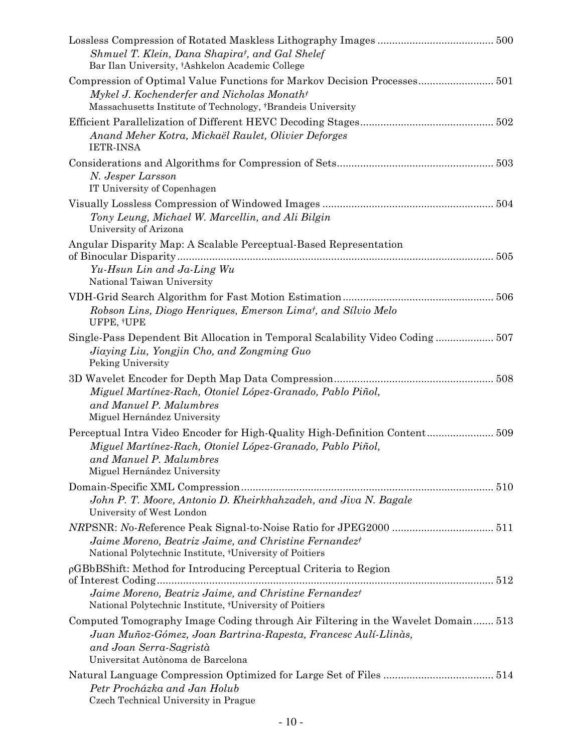Lossless Compression of Rotated Maskless Lithography Images ........................................ 500
*Shmuel T. Klein, Dana Shapira†, and Gal Shelef*
Bar Ilan University, †Ashkelon Academic College

Compression of Optimal Value Functions for Markov Decision Processes.......................... 501
*Mykel J. Kochenderfer and Nicholas Monath†*
Massachusetts Institute of Technology, †Brandeis University

Efficient Parallelization of Different HEVC Decoding Stages............................................. 502
*Anand Meher Kotra, Mickaël Raulet, Olivier Deforges*
IETR-INSA

Considerations and Algorithms for Compression of Sets..................................................... 503
*N. Jesper Larsson*
IT University of Copenhagen

Visually Lossless Compression of Windowed Images .......................................................... 504
*Tony Leung, Michael W. Marcellin, and Ali Bilgin*
University of Arizona

Angular Disparity Map: A Scalable Perceptual-Based Representation of Binocular Disparity............................................................................................................ 505
*Yu-Hsun Lin and Ja-Ling Wu*
National Taiwan University

VDH-Grid Search Algorithm for Fast Motion Estimation.................................................... 506
*Robson Lins, Diogo Henriques, Emerson Lima†, and Sílvio Melo*
UFPE, †UPE

Single-Pass Dependent Bit Allocation in Temporal Scalability Video Coding .................... 507
*Jiaying Liu, Yongjin Cho, and Zongming Guo*
Peking University

3D Wavelet Encoder for Depth Map Data Compression...................................................... 508
*Miguel Martínez-Rach, Otoniel López-Granado, Pablo Piñol, and Manuel P. Malumbres*
Miguel Hernández University

Perceptual Intra Video Encoder for High-Quality High-Definition Content....................... 509
*Miguel Martínez-Rach, Otoniel López-Granado, Pablo Piñol, and Manuel P. Malumbres*
Miguel Hernández University

Domain-Specific XML Compression...................................................................................... 510
*John P. T. Moore, Antonio D. Kheirkhahzadeh, and Jiva N. Bagale*
University of West London

*NR*PSNR: *N*o-*R*eference Peak Signal-to-Noise Ratio for JPEG2000 ................................... 511
*Jaime Moreno, Beatriz Jaime, and Christine Fernandez†*
National Polytechnic Institute, †University of Poitiers

ρGBbBShift: Method for Introducing Perceptual Criteria to Region of Interest Coding.................................................................................................................... 512
*Jaime Moreno, Beatriz Jaime, and Christine Fernandez†*
National Polytechnic Institute, †University of Poitiers

Computed Tomography Image Coding through Air Filtering in the Wavelet Domain....... 513
*Juan Muñoz-Gómez, Joan Bartrina-Rapesta, Francesc Aulí-Llinàs, and Joan Serra-Sagristà*
Universitat Autònoma de Barcelona

Natural Language Compression Optimized for Large Set of Files ...................................... 514
*Petr Procházka and Jan Holub*
Czech Technical University in Prague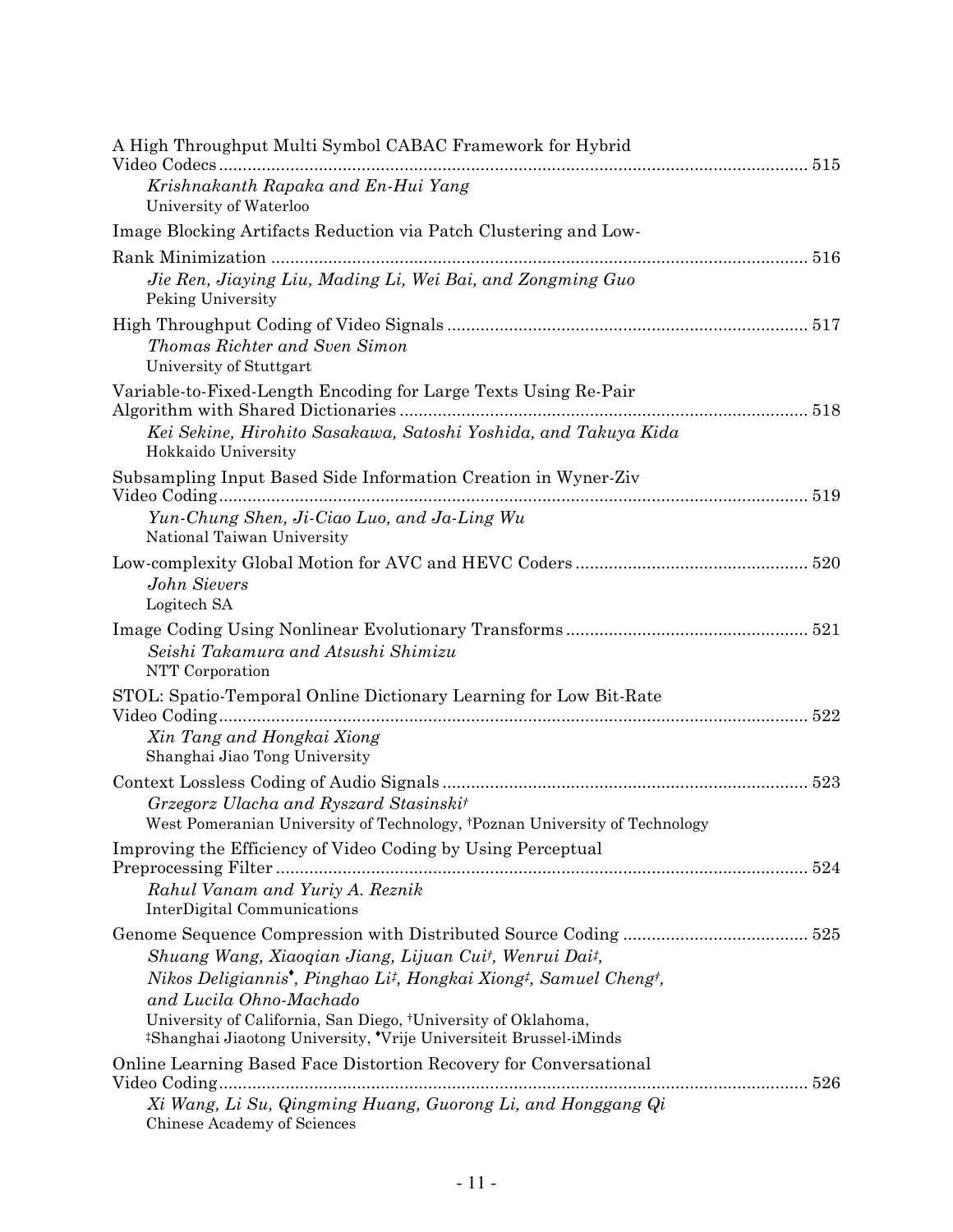A High Throughput Multi Symbol CABAC Framework for Hybrid Video Codecs ........ 515
*Krishnakanth Rapaka and En-Hui Yang*
University of Waterloo

Image Blocking Artifacts Reduction via Patch Clustering and Low-Rank Minimization ........ 516
*Jie Ren, Jiaying Liu, Mading Li, Wei Bai, and Zongming Guo*
Peking University

High Throughput Coding of Video Signals ........ 517
*Thomas Richter and Sven Simon*
University of Stuttgart

Variable-to-Fixed-Length Encoding for Large Texts Using Re-Pair Algorithm with Shared Dictionaries ........ 518
*Kei Sekine, Hirohito Sasakawa, Satoshi Yoshida, and Takuya Kida*
Hokkaido University

Subsampling Input Based Side Information Creation in Wyner-Ziv Video Coding ........ 519
*Yun-Chung Shen, Ji-Ciao Luo, and Ja-Ling Wu*
National Taiwan University

Low-complexity Global Motion for AVC and HEVC Coders ........ 520
*John Sievers*
Logitech SA

Image Coding Using Nonlinear Evolutionary Transforms ........ 521
*Seishi Takamura and Atsushi Shimizu*
NTT Corporation

STOL: Spatio-Temporal Online Dictionary Learning for Low Bit-Rate Video Coding ........ 522
*Xin Tang and Hongkai Xiong*
Shanghai Jiao Tong University

Context Lossless Coding of Audio Signals ........ 523
*Grzegorz Ulacha and Ryszard Stasinski*[†]
West Pomeranian University of Technology, [†]Poznan University of Technology

Improving the Efficiency of Video Coding by Using Perceptual Preprocessing Filter ........ 524
*Rahul Vanam and Yuriy A. Reznik*
InterDigital Communications

Genome Sequence Compression with Distributed Source Coding ........ 525
*Shuang Wang, Xiaoqian Jiang, Lijuan Cui*[†]*, Wenrui Dai*[‡]*, Nikos Deligiannis*[♦]*, Pinghao Li*[‡]*, Hongkai Xiong*[‡]*, Samuel Cheng*[†]*, and Lucila Ohno-Machado*
University of California, San Diego, [†]University of Oklahoma, [‡]Shanghai Jiaotong University, [♦]Vrije Universiteit Brussel-iMinds

Online Learning Based Face Distortion Recovery for Conversational Video Coding ........ 526
*Xi Wang, Li Su, Qingming Huang, Guorong Li, and Honggang Qi*
Chinese Academy of Sciences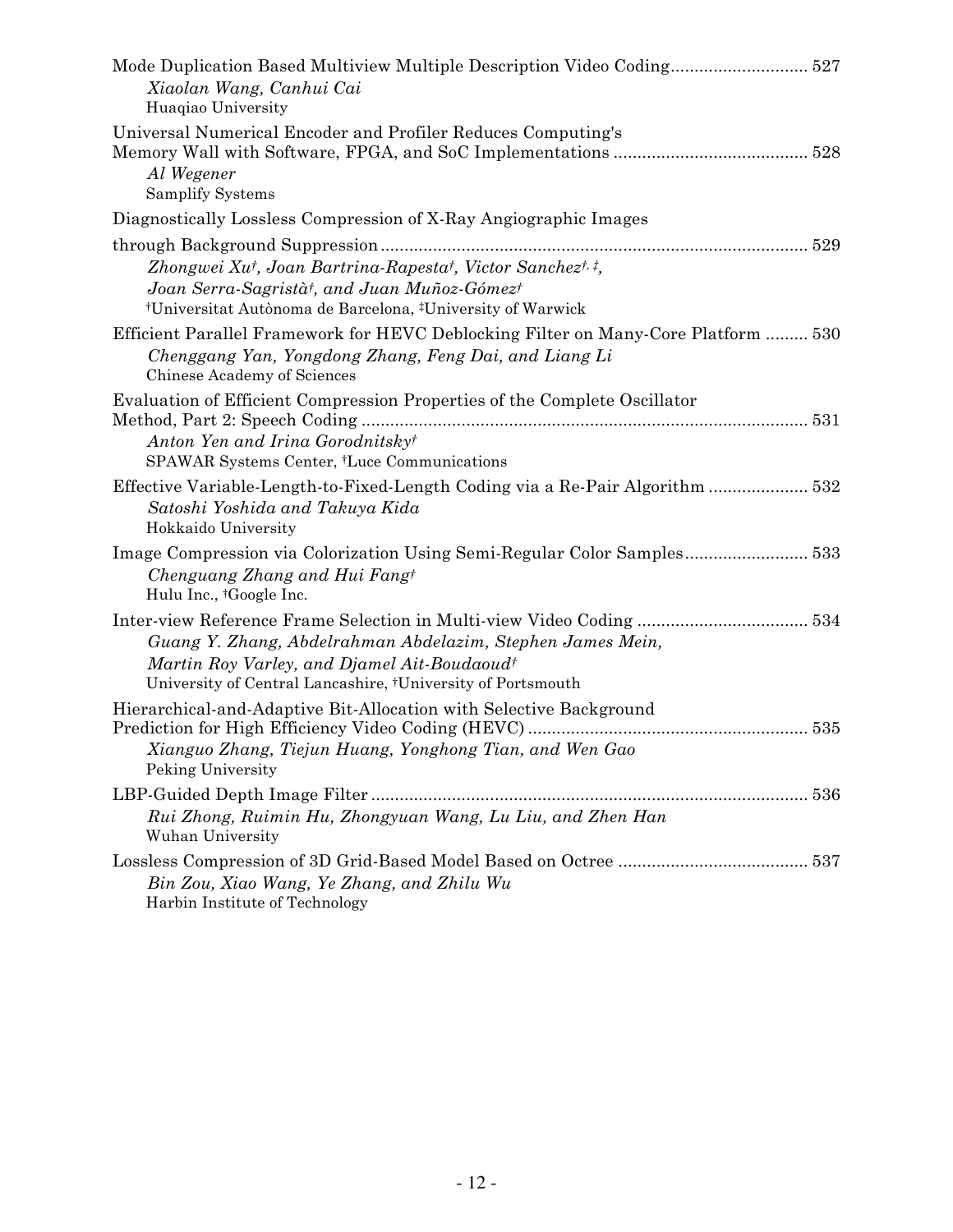Mode Duplication Based Multiview Multiple Description Video Coding............................ 527
*Xiaolan Wang, Canhui Cai*
Huaqiao University

Universal Numerical Encoder and Profiler Reduces Computing's Memory Wall with Software, FPGA, and SoC Implementations ........................................ 528
*Al Wegener*
Samplify Systems

Diagnostically Lossless Compression of X-Ray Angiographic Images through Background Suppression.......................................................................................... 529
*Zhongwei Xu†, Joan Bartrina-Rapesta†, Victor Sanchez†, ‡, Joan Serra-Sagristà†, and Juan Muñoz-Gómez†*
†Universitat Autònoma de Barcelona, ‡University of Warwick

Efficient Parallel Framework for HEVC Deblocking Filter on Many-Core Platform ......... 530
*Chenggang Yan, Yongdong Zhang, Feng Dai, and Liang Li*
Chinese Academy of Sciences

Evaluation of Efficient Compression Properties of the Complete Oscillator Method, Part 2: Speech Coding ............................................................................................ 531
*Anton Yen and Irina Gorodnitsky†*
SPAWAR Systems Center, †Luce Communications

Effective Variable-Length-to-Fixed-Length Coding via a Re-Pair Algorithm ..................... 532
*Satoshi Yoshida and Takuya Kida*
Hokkaido University

Image Compression via Colorization Using Semi-Regular Color Samples.......................... 533
*Chenguang Zhang and Hui Fang†*
Hulu Inc., †Google Inc.

Inter-view Reference Frame Selection in Multi-view Video Coding .................................... 534
*Guang Y. Zhang, Abdelrahman Abdelazim, Stephen James Mein, Martin Roy Varley, and Djamel Ait-Boudaoud†*
University of Central Lancashire, †University of Portsmouth

Hierarchical-and-Adaptive Bit-Allocation with Selective Background Prediction for High Efficiency Video Coding (HEVC) ........................................................... 535
*Xianguo Zhang, Tiejun Huang, Yonghong Tian, and Wen Gao*
Peking University

LBP-Guided Depth Image Filter ........................................................................................... 536
*Rui Zhong, Ruimin Hu, Zhongyuan Wang, Lu Liu, and Zhen Han*
Wuhan University

Lossless Compression of 3D Grid-Based Model Based on Octree ........................................ 537
*Bin Zou, Xiao Wang, Ye Zhang, and Zhilu Wu*
Harbin Institute of Technology